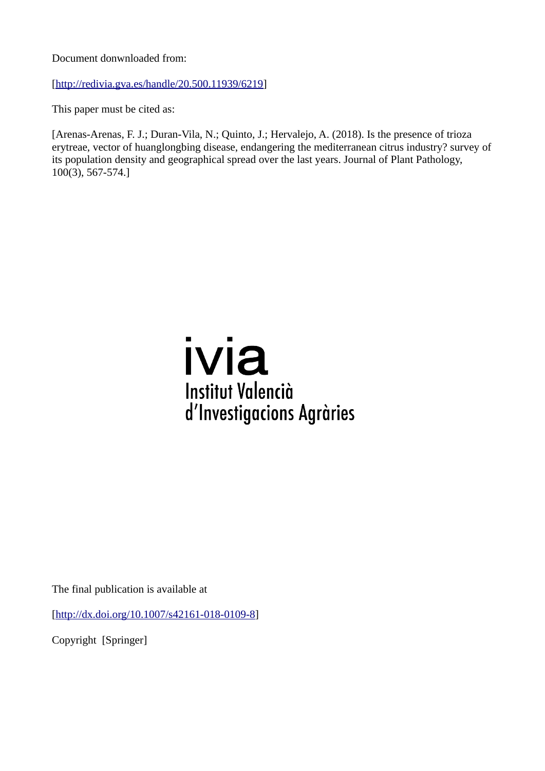Document donwnloaded from:

[http://redivia.gva.es/handle/20.500.11939/6219]

This paper must be cited as:

[Arenas-Arenas, F. J.; Duran-Vila, N.; Quinto, J.; Hervalejo, A. (2018). Is the presence of trioza erytreae, vector of huanglongbing disease, endangering the mediterranean citrus industry? survey of its population density and geographical spread over the last years. Journal of Plant Pathology, 100(3), 567-574.]

ivia
Institut Valencià
d'Investigacions Agràries

The final publication is available at

[http://dx.doi.org/10.1007/s42161-018-0109-8]

Copyright [Springer]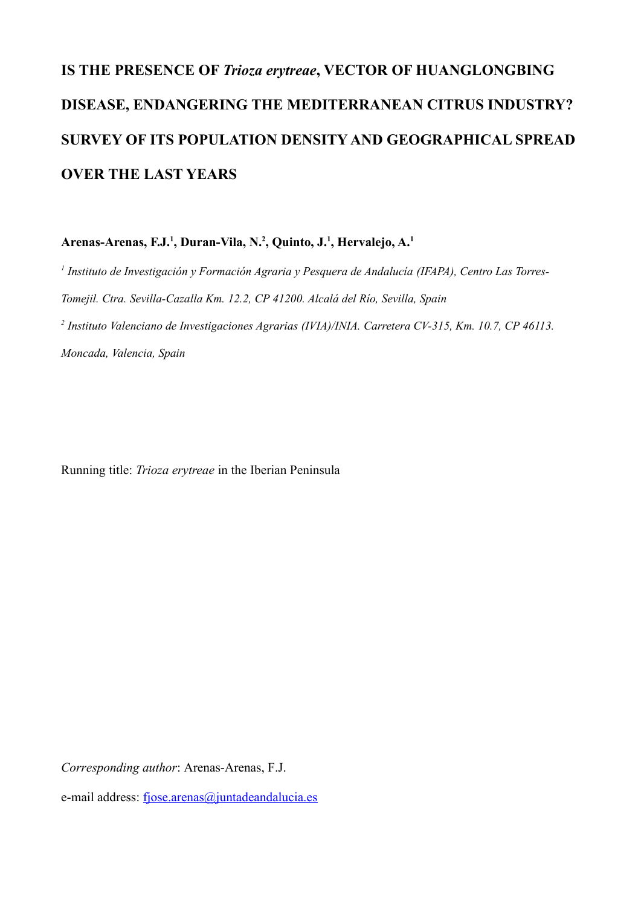# IS THE PRESENCE OF *Trioza erytreae*, VECTOR OF HUANGLONGBING DISEASE, ENDANGERING THE MEDITERRANEAN CITRUS INDUSTRY? SURVEY OF ITS POPULATION DENSITY AND GEOGRAPHICAL SPREAD OVER THE LAST YEARS

**Arenas-Arenas, F.J.[1], Duran-Vila, N.[2], Quinto, J.[1], Hervalejo, A.[1]**

[1] *Instituto de Investigación y Formación Agraria y Pesquera de Andalucía (IFAPA), Centro Las Torres-Tomejil. Ctra. Sevilla-Cazalla Km. 12.2, CP 41200. Alcalá del Río, Sevilla, Spain*

[2] *Instituto Valenciano de Investigaciones Agrarias (IVIA)/INIA. Carretera CV-315, Km. 10.7, CP 46113. Moncada, Valencia, Spain*

Running title: *Trioza erytreae* in the Iberian Peninsula

*Corresponding author*: Arenas-Arenas, F.J.

e-mail address: fjose.arenas@juntadeandalucia.es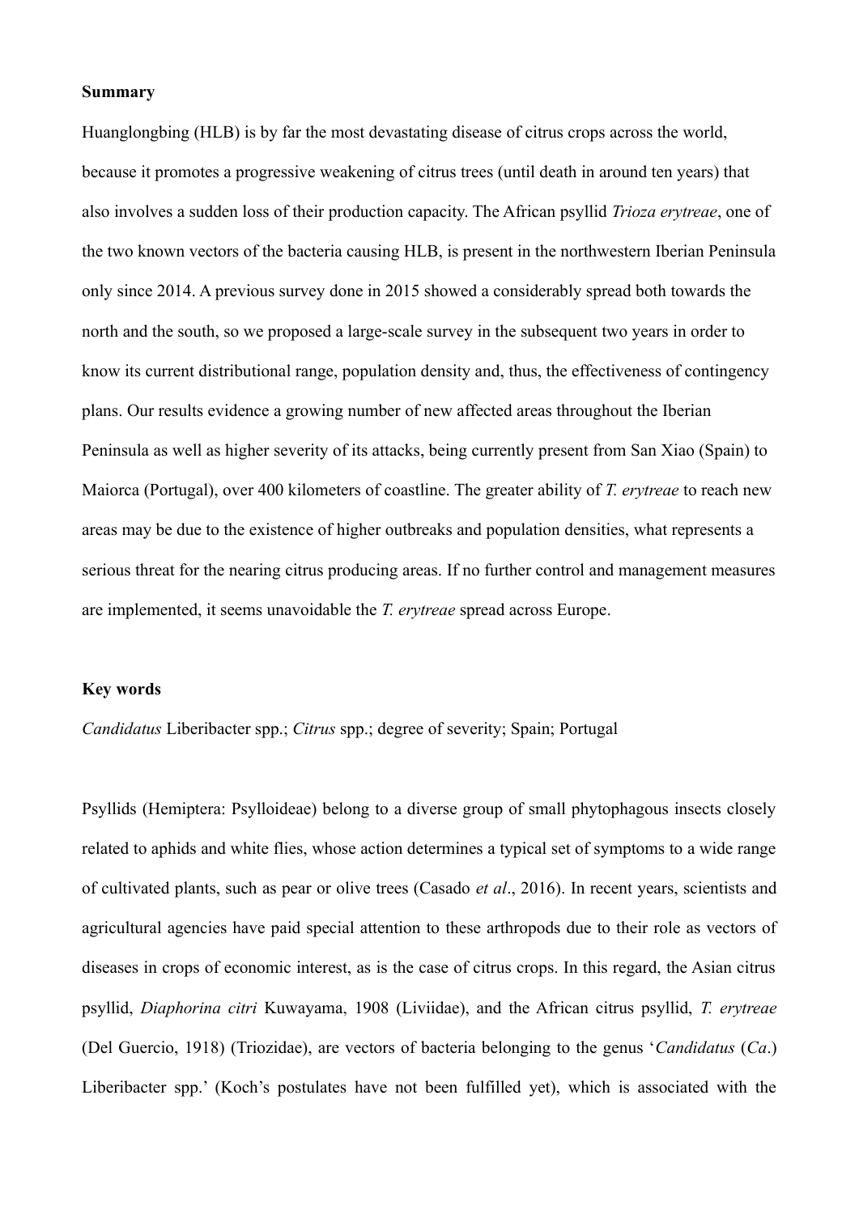**Summary**

Huanglongbing (HLB) is by far the most devastating disease of citrus crops across the world, because it promotes a progressive weakening of citrus trees (until death in around ten years) that also involves a sudden loss of their production capacity. The African psyllid *Trioza erytreae*, one of the two known vectors of the bacteria causing HLB, is present in the northwestern Iberian Peninsula only since 2014. A previous survey done in 2015 showed a considerably spread both towards the north and the south, so we proposed a large-scale survey in the subsequent two years in order to know its current distributional range, population density and, thus, the effectiveness of contingency plans. Our results evidence a growing number of new affected areas throughout the Iberian Peninsula as well as higher severity of its attacks, being currently present from San Xiao (Spain) to Maiorca (Portugal), over 400 kilometers of coastline. The greater ability of *T. erytreae* to reach new areas may be due to the existence of higher outbreaks and population densities, what represents a serious threat for the nearing citrus producing areas. If no further control and management measures are implemented, it seems unavoidable the *T. erytreae* spread across Europe.

**Key words**

*Candidatus* Liberibacter spp.; *Citrus* spp.; degree of severity; Spain; Portugal

Psyllids (Hemiptera: Psylloideae) belong to a diverse group of small phytophagous insects closely related to aphids and white flies, whose action determines a typical set of symptoms to a wide range of cultivated plants, such as pear or olive trees (Casado *et al*., 2016). In recent years, scientists and agricultural agencies have paid special attention to these arthropods due to their role as vectors of diseases in crops of economic interest, as is the case of citrus crops. In this regard, the Asian citrus psyllid, *Diaphorina citri* Kuwayama, 1908 (Liviidae), and the African citrus psyllid, *T. erytreae* (Del Guercio, 1918) (Triozidae), are vectors of bacteria belonging to the genus '*Candidatus* (*Ca*.) Liberibacter spp.' (Koch's postulates have not been fulfilled yet), which is associated with the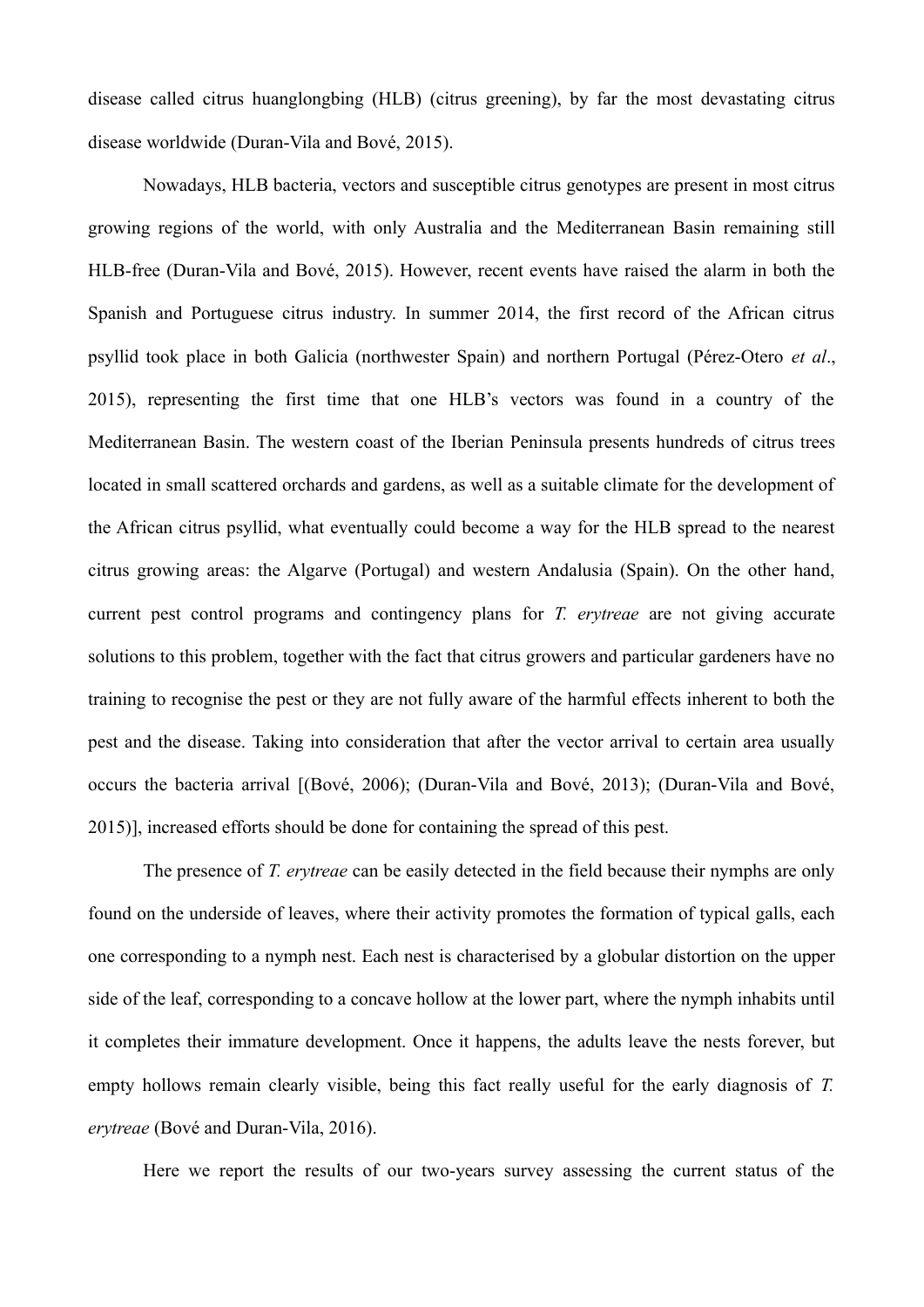disease called citrus huanglongbing (HLB) (citrus greening), by far the most devastating citrus disease worldwide (Duran-Vila and Bové, 2015).

Nowadays, HLB bacteria, vectors and susceptible citrus genotypes are present in most citrus growing regions of the world, with only Australia and the Mediterranean Basin remaining still HLB-free (Duran-Vila and Bové, 2015). However, recent events have raised the alarm in both the Spanish and Portuguese citrus industry. In summer 2014, the first record of the African citrus psyllid took place in both Galicia (northwester Spain) and northern Portugal (Pérez-Otero *et al*., 2015), representing the first time that one HLB's vectors was found in a country of the Mediterranean Basin. The western coast of the Iberian Peninsula presents hundreds of citrus trees located in small scattered orchards and gardens, as well as a suitable climate for the development of the African citrus psyllid, what eventually could become a way for the HLB spread to the nearest citrus growing areas: the Algarve (Portugal) and western Andalusia (Spain). On the other hand, current pest control programs and contingency plans for *T. erytreae* are not giving accurate solutions to this problem, together with the fact that citrus growers and particular gardeners have no training to recognise the pest or they are not fully aware of the harmful effects inherent to both the pest and the disease. Taking into consideration that after the vector arrival to certain area usually occurs the bacteria arrival [(Bové, 2006); (Duran-Vila and Bové, 2013); (Duran-Vila and Bové, 2015)], increased efforts should be done for containing the spread of this pest.

The presence of *T. erytreae* can be easily detected in the field because their nymphs are only found on the underside of leaves, where their activity promotes the formation of typical galls, each one corresponding to a nymph nest. Each nest is characterised by a globular distortion on the upper side of the leaf, corresponding to a concave hollow at the lower part, where the nymph inhabits until it completes their immature development. Once it happens, the adults leave the nests forever, but empty hollows remain clearly visible, being this fact really useful for the early diagnosis of *T. erytreae* (Bové and Duran-Vila, 2016).

Here we report the results of our two-years survey assessing the current status of the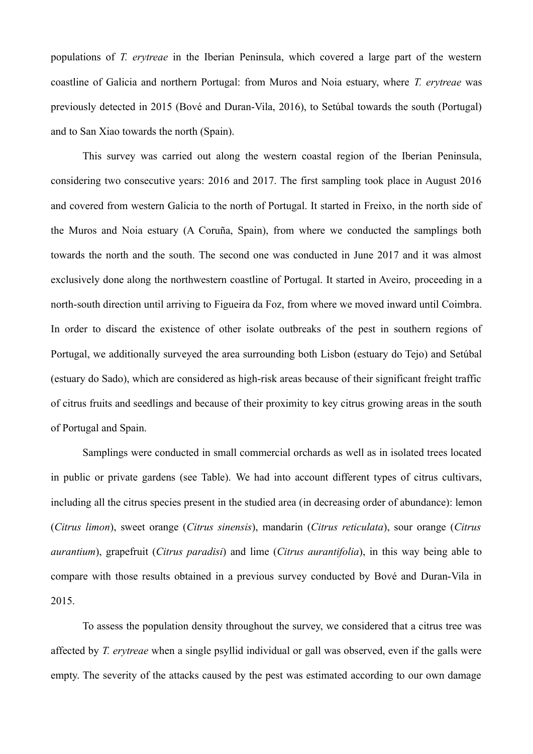populations of *T. erytreae* in the Iberian Peninsula, which covered a large part of the western coastline of Galicia and northern Portugal: from Muros and Noia estuary, where *T. erytreae* was previously detected in 2015 (Bové and Duran-Vila, 2016), to Setúbal towards the south (Portugal) and to San Xiao towards the north (Spain).

This survey was carried out along the western coastal region of the Iberian Peninsula, considering two consecutive years: 2016 and 2017. The first sampling took place in August 2016 and covered from western Galicia to the north of Portugal. It started in Freixo, in the north side of the Muros and Noia estuary (A Coruña, Spain), from where we conducted the samplings both towards the north and the south. The second one was conducted in June 2017 and it was almost exclusively done along the northwestern coastline of Portugal. It started in Aveiro, proceeding in a north-south direction until arriving to Figueira da Foz, from where we moved inward until Coimbra. In order to discard the existence of other isolate outbreaks of the pest in southern regions of Portugal, we additionally surveyed the area surrounding both Lisbon (estuary do Tejo) and Setúbal (estuary do Sado), which are considered as high-risk areas because of their significant freight traffic of citrus fruits and seedlings and because of their proximity to key citrus growing areas in the south of Portugal and Spain.

Samplings were conducted in small commercial orchards as well as in isolated trees located in public or private gardens (see Table). We had into account different types of citrus cultivars, including all the citrus species present in the studied area (in decreasing order of abundance): lemon (*Citrus limon*), sweet orange (*Citrus sinensis*), mandarin (*Citrus reticulata*), sour orange (*Citrus aurantium*), grapefruit (*Citrus paradisi*) and lime (*Citrus aurantifolia*), in this way being able to compare with those results obtained in a previous survey conducted by Bové and Duran-Vila in 2015.

To assess the population density throughout the survey, we considered that a citrus tree was affected by *T. erytreae* when a single psyllid individual or gall was observed, even if the galls were empty. The severity of the attacks caused by the pest was estimated according to our own damage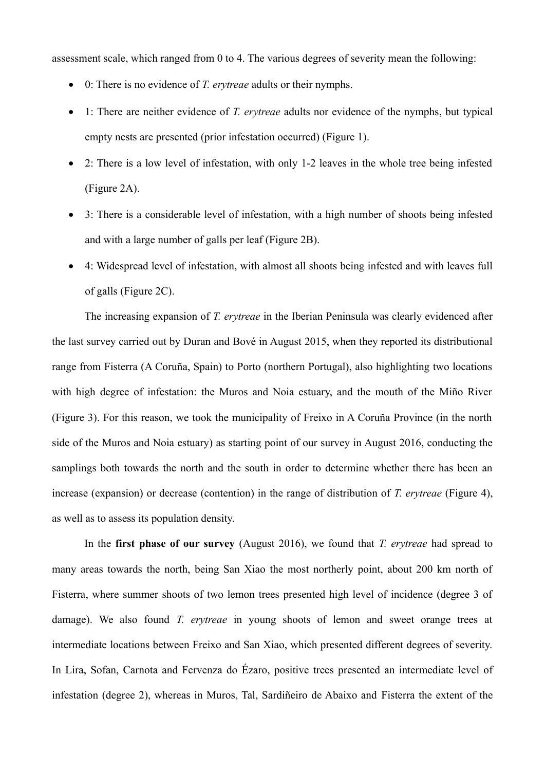assessment scale, which ranged from 0 to 4. The various degrees of severity mean the following:

- 0: There is no evidence of *T. erytreae* adults or their nymphs.
- 1: There are neither evidence of *T. erytreae* adults nor evidence of the nymphs, but typical empty nests are presented (prior infestation occurred) (Figure 1).
- 2: There is a low level of infestation, with only 1-2 leaves in the whole tree being infested (Figure 2A).
- 3: There is a considerable level of infestation, with a high number of shoots being infested and with a large number of galls per leaf (Figure 2B).
- 4: Widespread level of infestation, with almost all shoots being infested and with leaves full of galls (Figure 2C).

The increasing expansion of *T. erytreae* in the Iberian Peninsula was clearly evidenced after the last survey carried out by Duran and Bové in August 2015, when they reported its distributional range from Fisterra (A Coruña, Spain) to Porto (northern Portugal), also highlighting two locations with high degree of infestation: the Muros and Noia estuary, and the mouth of the Miño River (Figure 3). For this reason, we took the municipality of Freixo in A Coruña Province (in the north side of the Muros and Noia estuary) as starting point of our survey in August 2016, conducting the samplings both towards the north and the south in order to determine whether there has been an increase (expansion) or decrease (contention) in the range of distribution of *T. erytreae* (Figure 4), as well as to assess its population density.

In the **first phase of our survey** (August 2016), we found that *T. erytreae* had spread to many areas towards the north, being San Xiao the most northerly point, about 200 km north of Fisterra, where summer shoots of two lemon trees presented high level of incidence (degree 3 of damage). We also found *T. erytreae* in young shoots of lemon and sweet orange trees at intermediate locations between Freixo and San Xiao, which presented different degrees of severity. In Lira, Sofan, Carnota and Fervenza do Ézaro, positive trees presented an intermediate level of infestation (degree 2), whereas in Muros, Tal, Sardiñeiro de Abaixo and Fisterra the extent of the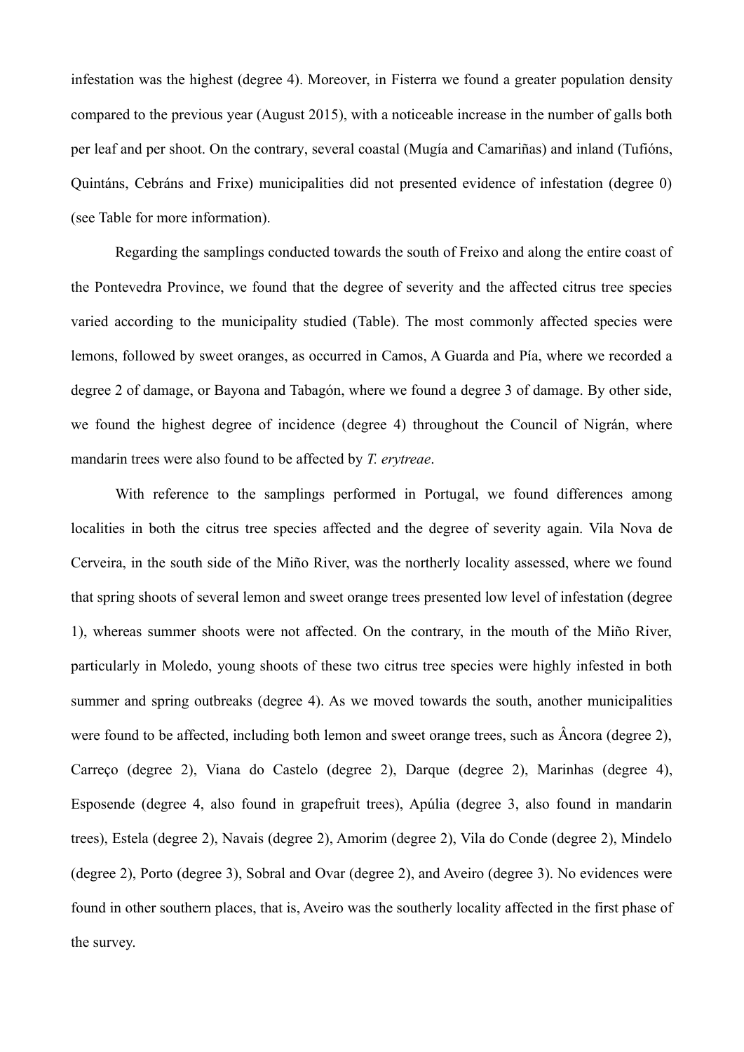infestation was the highest (degree 4). Moreover, in Fisterra we found a greater population density compared to the previous year (August 2015), with a noticeable increase in the number of galls both per leaf and per shoot. On the contrary, several coastal (Mugía and Camariñas) and inland (Tufións, Quintáns, Cebráns and Frixe) municipalities did not presented evidence of infestation (degree 0) (see Table for more information).

Regarding the samplings conducted towards the south of Freixo and along the entire coast of the Pontevedra Province, we found that the degree of severity and the affected citrus tree species varied according to the municipality studied (Table). The most commonly affected species were lemons, followed by sweet oranges, as occurred in Camos, A Guarda and Pía, where we recorded a degree 2 of damage, or Bayona and Tabagón, where we found a degree 3 of damage. By other side, we found the highest degree of incidence (degree 4) throughout the Council of Nigrán, where mandarin trees were also found to be affected by *T. erytreae*.

With reference to the samplings performed in Portugal, we found differences among localities in both the citrus tree species affected and the degree of severity again. Vila Nova de Cerveira, in the south side of the Miño River, was the northerly locality assessed, where we found that spring shoots of several lemon and sweet orange trees presented low level of infestation (degree 1), whereas summer shoots were not affected. On the contrary, in the mouth of the Miño River, particularly in Moledo, young shoots of these two citrus tree species were highly infested in both summer and spring outbreaks (degree 4). As we moved towards the south, another municipalities were found to be affected, including both lemon and sweet orange trees, such as Âncora (degree 2), Carreço (degree 2), Viana do Castelo (degree 2), Darque (degree 2), Marinhas (degree 4), Esposende (degree 4, also found in grapefruit trees), Apúlia (degree 3, also found in mandarin trees), Estela (degree 2), Navais (degree 2), Amorim (degree 2), Vila do Conde (degree 2), Mindelo (degree 2), Porto (degree 3), Sobral and Ovar (degree 2), and Aveiro (degree 3). No evidences were found in other southern places, that is, Aveiro was the southerly locality affected in the first phase of the survey.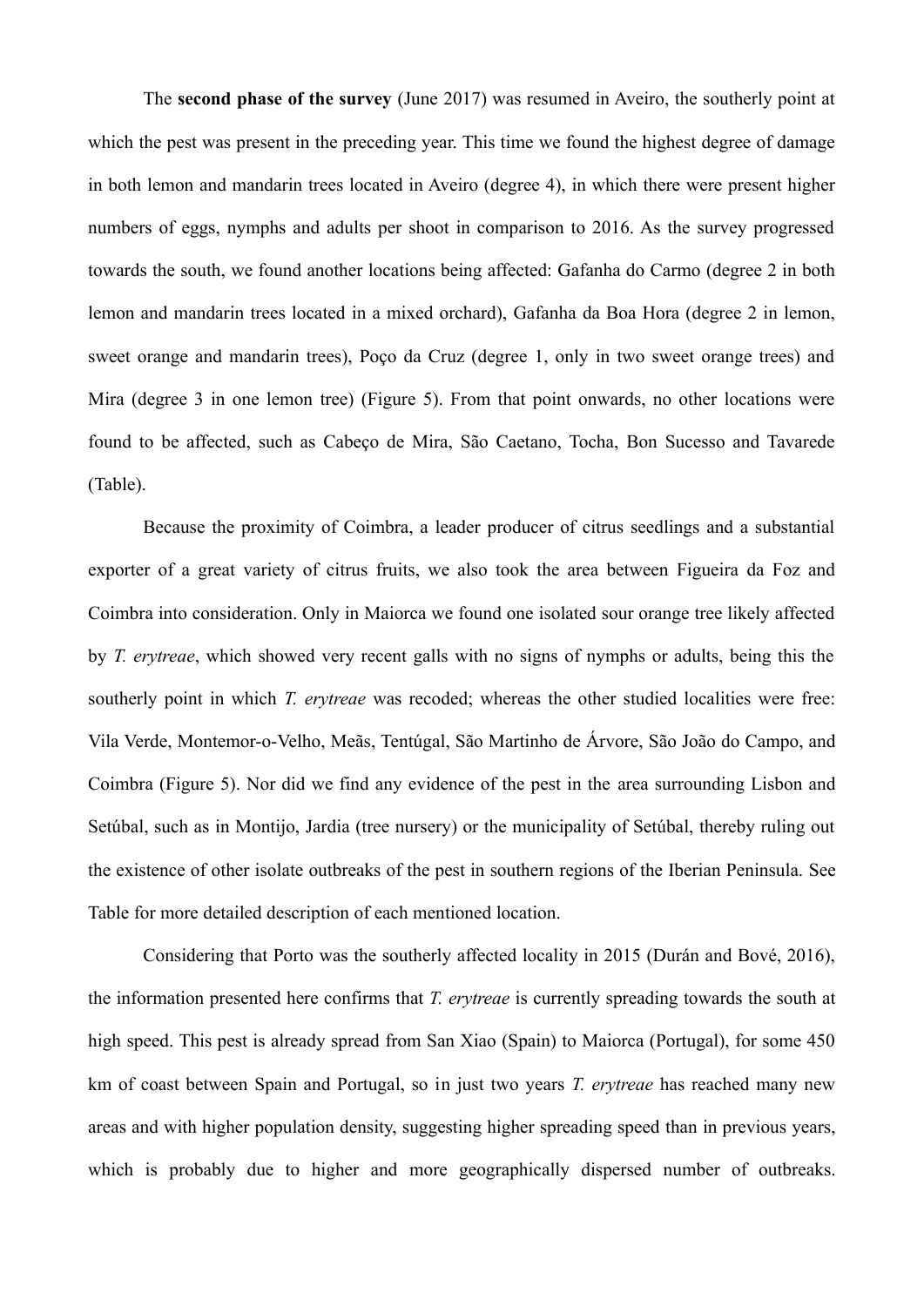The **second phase of the survey** (June 2017) was resumed in Aveiro, the southerly point at which the pest was present in the preceding year. This time we found the highest degree of damage in both lemon and mandarin trees located in Aveiro (degree 4), in which there were present higher numbers of eggs, nymphs and adults per shoot in comparison to 2016. As the survey progressed towards the south, we found another locations being affected: Gafanha do Carmo (degree 2 in both lemon and mandarin trees located in a mixed orchard), Gafanha da Boa Hora (degree 2 in lemon, sweet orange and mandarin trees), Poço da Cruz (degree 1, only in two sweet orange trees) and Mira (degree 3 in one lemon tree) (Figure 5). From that point onwards, no other locations were found to be affected, such as Cabeço de Mira, São Caetano, Tocha, Bon Sucesso and Tavarede (Table).

Because the proximity of Coimbra, a leader producer of citrus seedlings and a substantial exporter of a great variety of citrus fruits, we also took the area between Figueira da Foz and Coimbra into consideration. Only in Maiorca we found one isolated sour orange tree likely affected by *T. erytreae*, which showed very recent galls with no signs of nymphs or adults, being this the southerly point in which *T. erytreae* was recoded; whereas the other studied localities were free: Vila Verde, Montemor-o-Velho, Meãs, Tentúgal, São Martinho de Árvore, São João do Campo, and Coimbra (Figure 5). Nor did we find any evidence of the pest in the area surrounding Lisbon and Setúbal, such as in Montijo, Jardia (tree nursery) or the municipality of Setúbal, thereby ruling out the existence of other isolate outbreaks of the pest in southern regions of the Iberian Peninsula. See Table for more detailed description of each mentioned location.

Considering that Porto was the southerly affected locality in 2015 (Durán and Bové, 2016), the information presented here confirms that *T. erytreae* is currently spreading towards the south at high speed. This pest is already spread from San Xiao (Spain) to Maiorca (Portugal), for some 450 km of coast between Spain and Portugal, so in just two years *T. erytreae* has reached many new areas and with higher population density, suggesting higher spreading speed than in previous years, which is probably due to higher and more geographically dispersed number of outbreaks.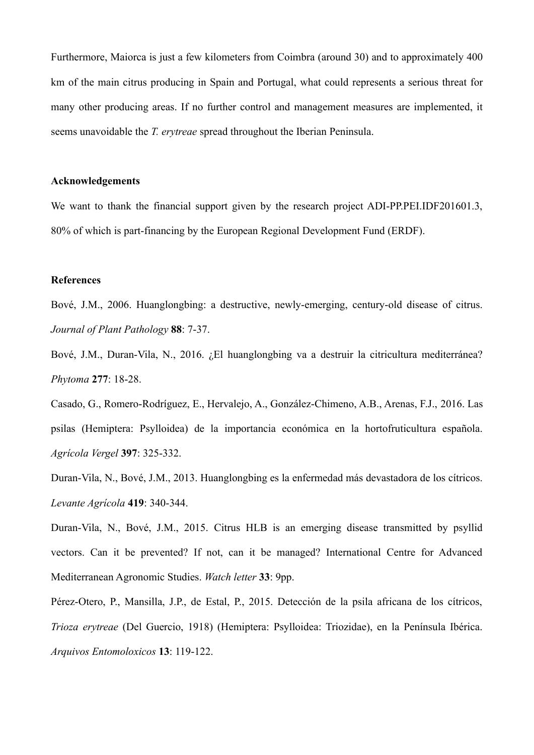Furthermore, Maiorca is just a few kilometers from Coimbra (around 30) and to approximately 400 km of the main citrus producing in Spain and Portugal, what could represents a serious threat for many other producing areas. If no further control and management measures are implemented, it seems unavoidable the *T. erytreae* spread throughout the Iberian Peninsula.

**Acknowledgements**

We want to thank the financial support given by the research project ADI-PP.PEI.IDF201601.3, 80% of which is part-financing by the European Regional Development Fund (ERDF).

**References**

Bové, J.M., 2006. Huanglongbing: a destructive, newly-emerging, century-old disease of citrus. *Journal of Plant Pathology* **88**: 7-37.

Bové, J.M., Duran-Vila, N., 2016. ¿El huanglongbing va a destruir la citricultura mediterránea? *Phytoma* **277**: 18-28.

Casado, G., Romero-Rodríguez, E., Hervalejo, A., González-Chimeno, A.B., Arenas, F.J., 2016. Las psilas (Hemiptera: Psylloidea) de la importancia económica en la hortofruticultura española. *Agrícola Vergel* **397**: 325-332.

Duran-Vila, N., Bové, J.M., 2013. Huanglongbing es la enfermedad más devastadora de los cítricos. *Levante Agrícola* **419**: 340-344.

Duran-Vila, N., Bové, J.M., 2015. Citrus HLB is an emerging disease transmitted by psyllid vectors. Can it be prevented? If not, can it be managed? International Centre for Advanced Mediterranean Agronomic Studies. *Watch letter* **33**: 9pp.

Pérez-Otero, P., Mansilla, J.P., de Estal, P., 2015. Detección de la psila africana de los cítricos, *Trioza erytreae* (Del Guercio, 1918) (Hemiptera: Psylloidea: Triozidae), en la Península Ibérica. *Arquivos Entomoloxicos* **13**: 119-122.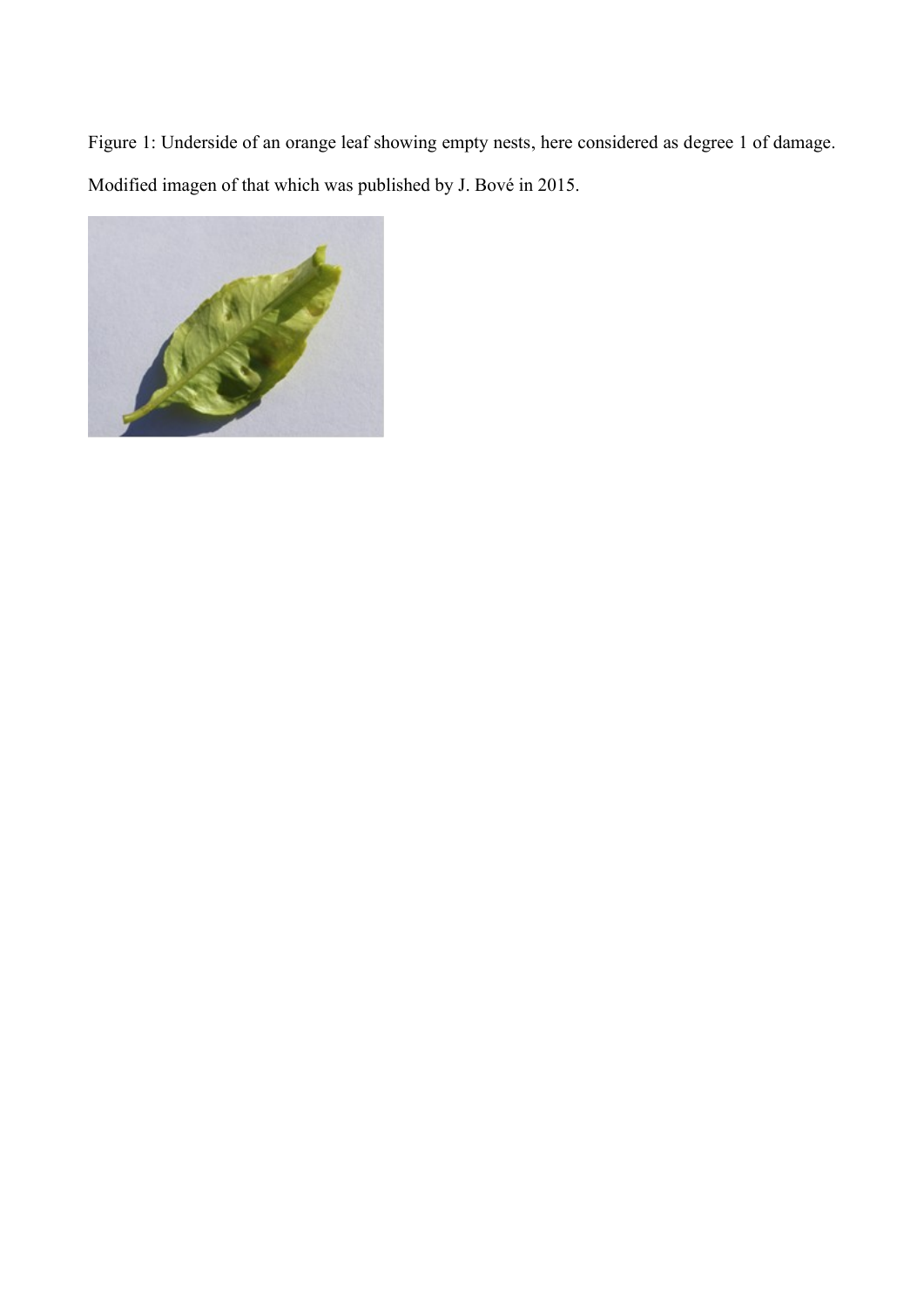Figure 1: Underside of an orange leaf showing empty nests, here considered as degree 1 of damage.

Modified imagen of that which was published by J. Bové in 2015.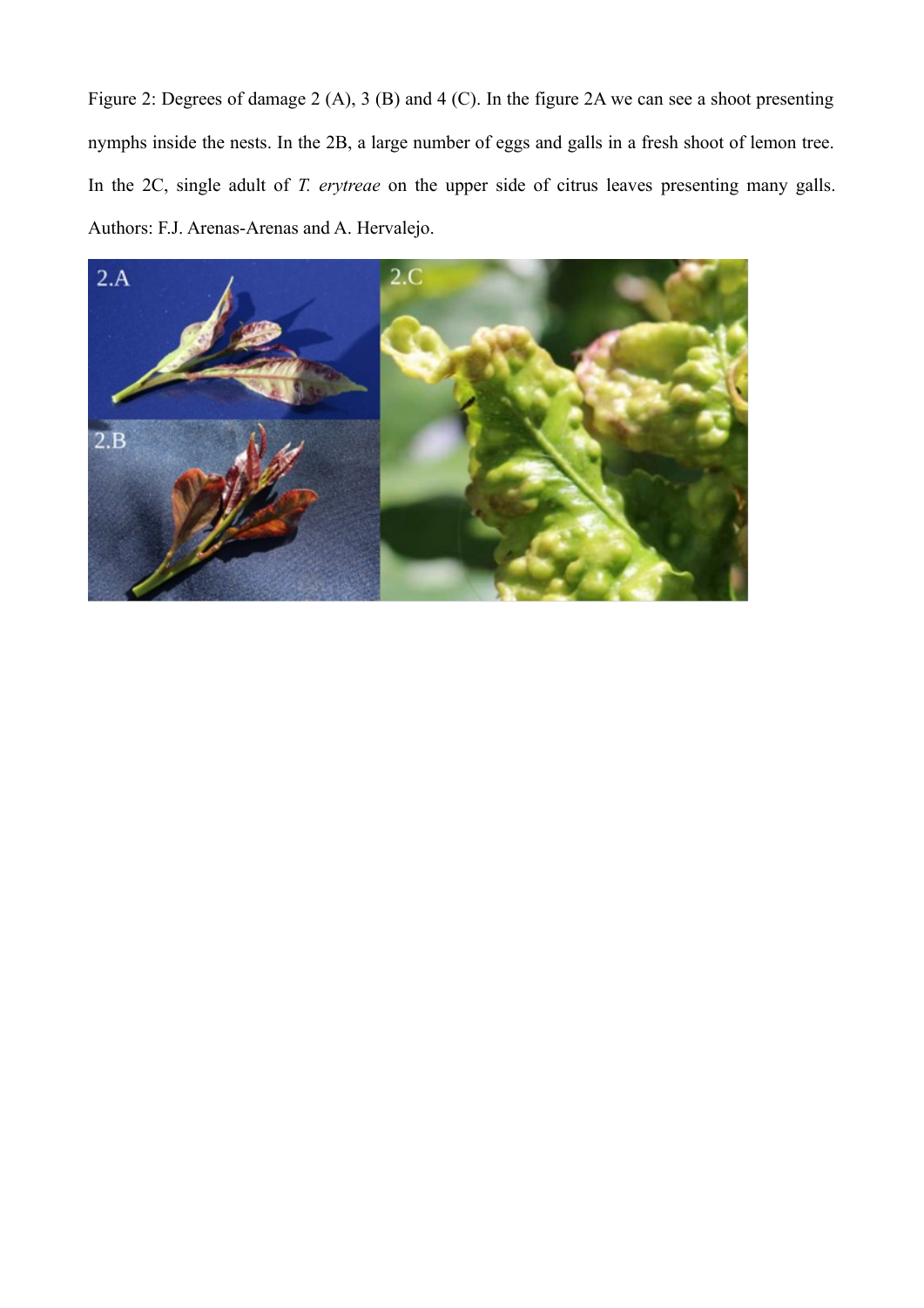Figure 2: Degrees of damage 2 (A), 3 (B) and 4 (C). In the figure 2A we can see a shoot presenting nymphs inside the nests. In the 2B, a large number of eggs and galls in a fresh shoot of lemon tree. In the 2C, single adult of *T. erytreae* on the upper side of citrus leaves presenting many galls. Authors: F.J. Arenas-Arenas and A. Hervalejo.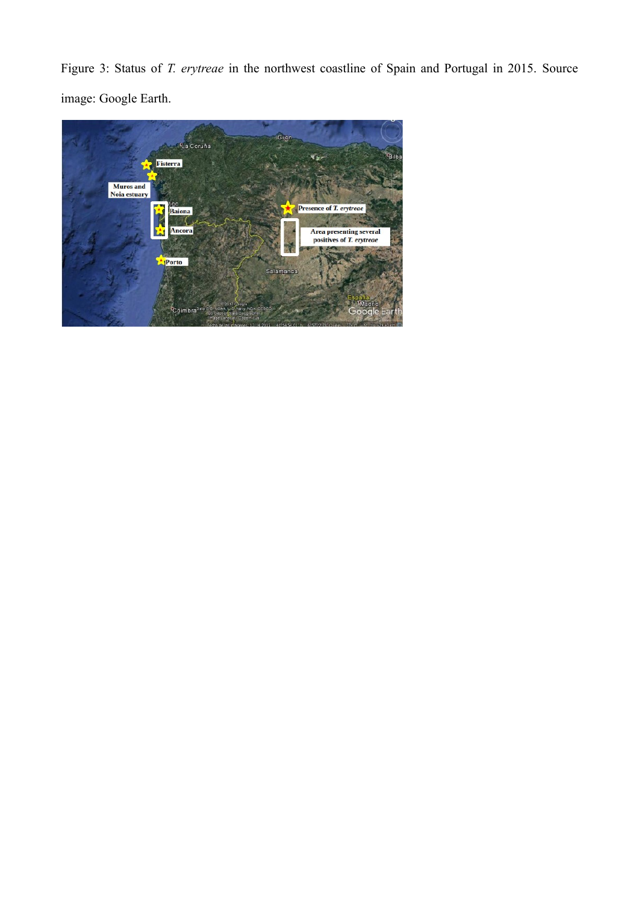Figure 3: Status of *T. erytreae* in the northwest coastline of Spain and Portugal in 2015. Source image: Google Earth.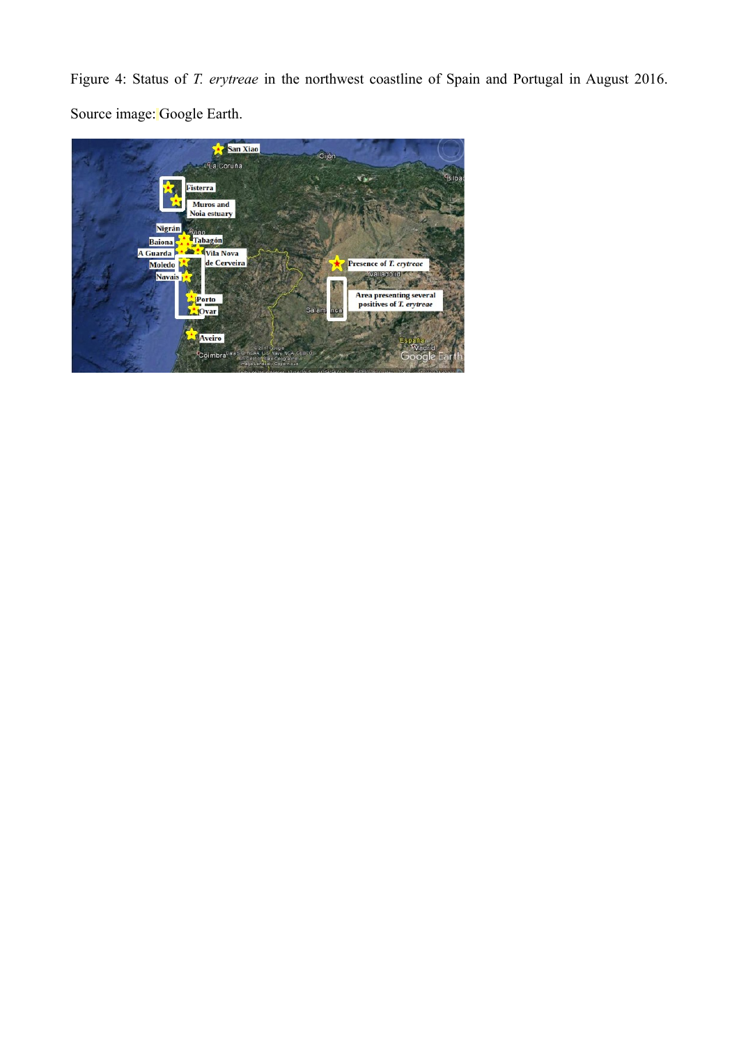Figure 4: Status of *T. erytreae* in the northwest coastline of Spain and Portugal in August 2016. Source image: Google Earth.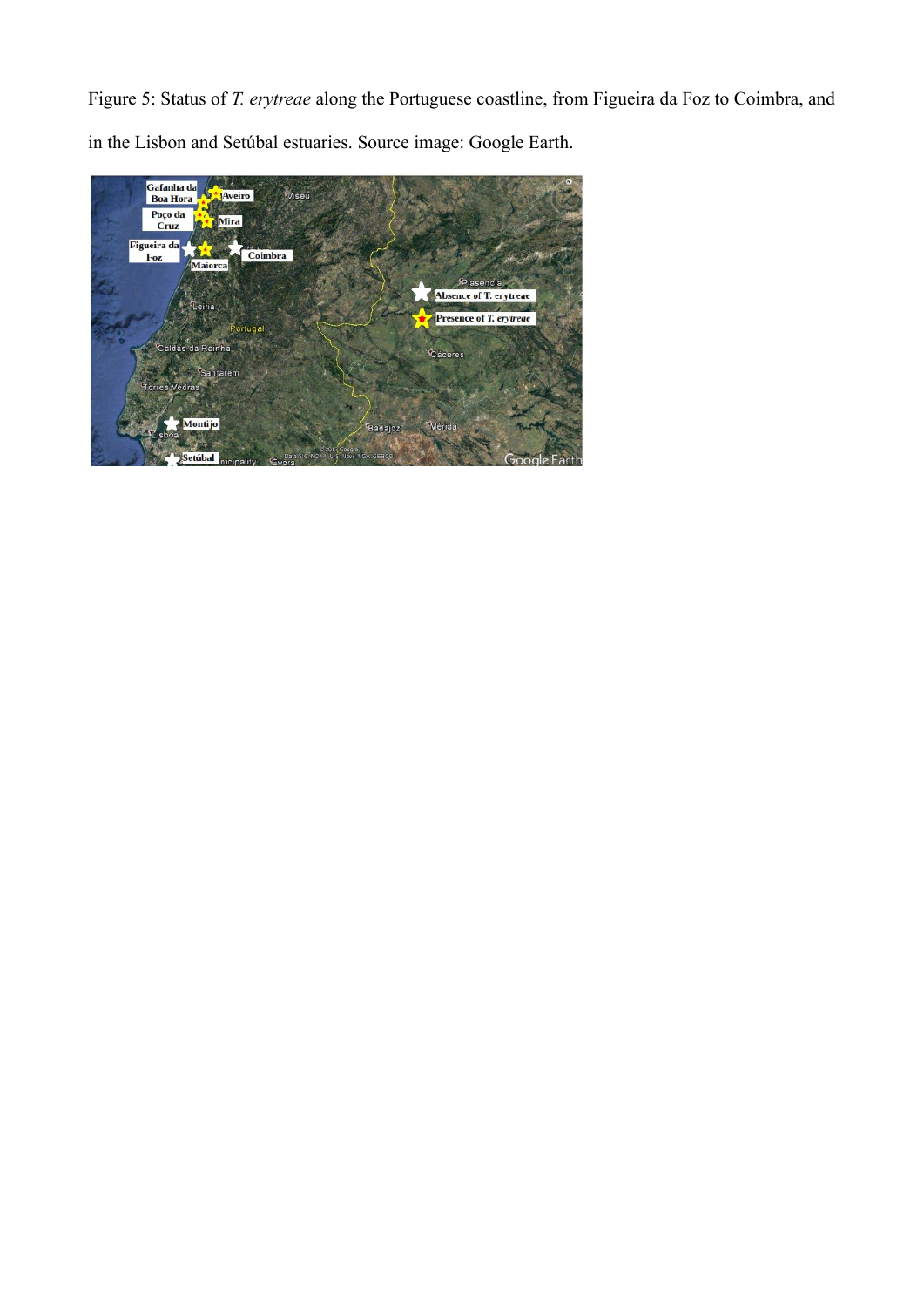Figure 5: Status of *T. erytreae* along the Portuguese coastline, from Figueira da Foz to Coimbra, and in the Lisbon and Setúbal estuaries. Source image: Google Earth.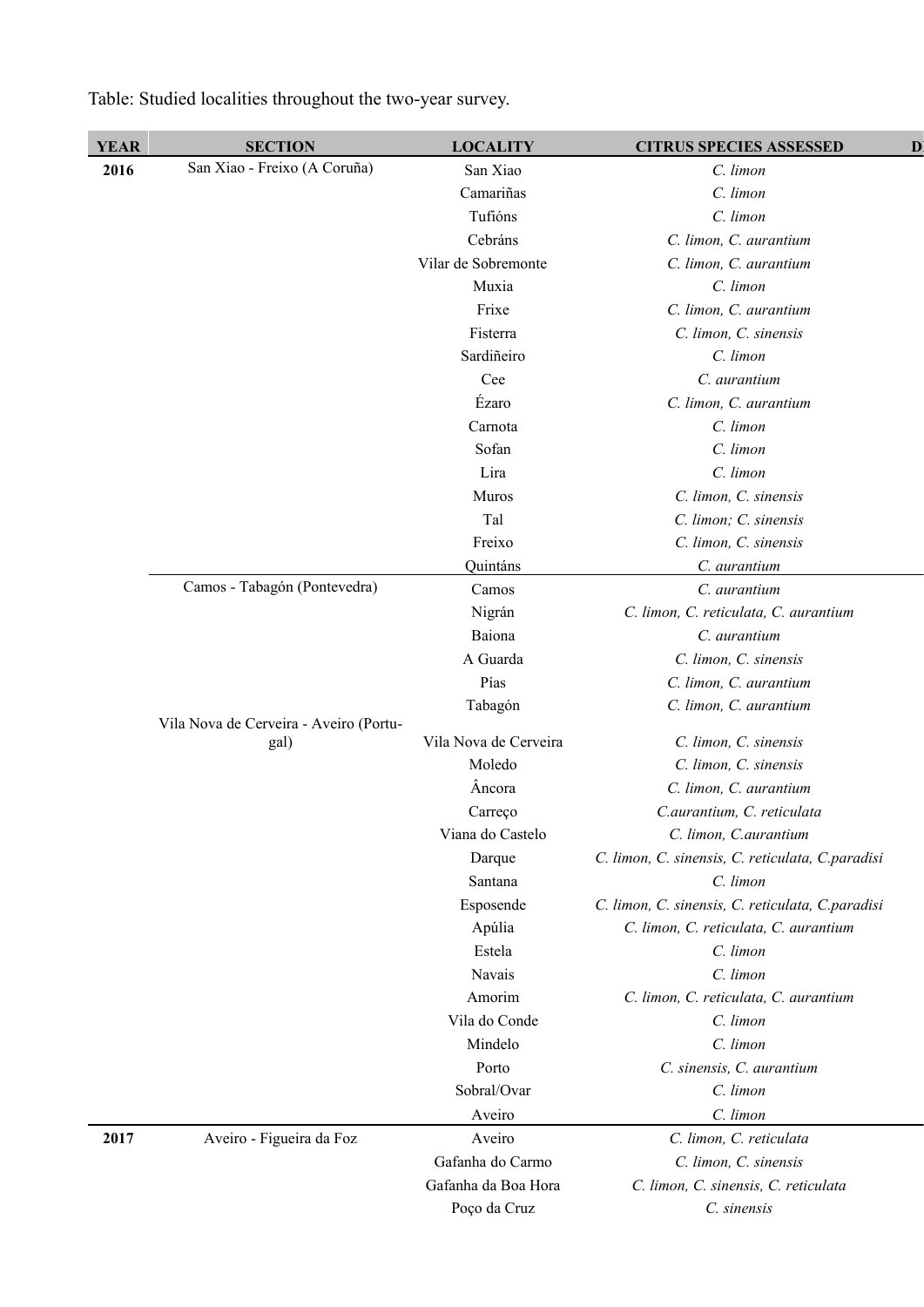Table: Studied localities throughout the two-year survey.

| YEAR | SECTION | LOCALITY | CITRUS SPECIES ASSESSED | D |
|---|---|---|---|---|
| 2016 | San Xiao - Freixo (A Coruña) | San Xiao | *C. limon* | |
| | | Camariñas | *C. limon* | |
| | | Tufións | *C. limon* | |
| | | Cebráns | *C. limon, C. aurantium* | |
| | | Vilar de Sobremonte | *C. limon, C. aurantium* | |
| | | Muxia | *C. limon* | |
| | | Frixe | *C. limon, C. aurantium* | |
| | | Fisterra | *C. limon, C. sinensis* | |
| | | Sardiñeiro | *C. limon* | |
| | | Cee | *C. aurantium* | |
| | | Ézaro | *C. limon, C. aurantium* | |
| | | Carnota | *C. limon* | |
| | | Sofan | *C. limon* | |
| | | Lira | *C. limon* | |
| | | Muros | *C. limon, C. sinensis* | |
| | | Tal | *C. limon; C. sinensis* | |
| | | Freixo | *C. limon, C. sinensis* | |
| | | Quintáns | *C. aurantium* | |
| | Camos - Tabagón (Pontevedra) | Camos | *C. aurantium* | |
| | | Nigrán | *C. limon, C. reticulata, C. aurantium* | |
| | | Baiona | *C. aurantium* | |
| | | A Guarda | *C. limon, C. sinensis* | |
| | | Pías | *C. limon, C. aurantium* | |
| | | Tabagón | *C. limon, C. aurantium* | |
| | Vila Nova de Cerveira - Aveiro (Portugal) | Vila Nova de Cerveira | *C. limon, C. sinensis* | |
| | | Moledo | *C. limon, C. sinensis* | |
| | | Âncora | *C. limon, C. aurantium* | |
| | | Carreço | *C.aurantium, C. reticulata* | |
| | | Viana do Castelo | *C. limon, C.aurantium* | |
| | | Darque | *C. limon, C. sinensis, C. reticulata, C.paradisi* | |
| | | Santana | *C. limon* | |
| | | Esposende | *C. limon, C. sinensis, C. reticulata, C.paradisi* | |
| | | Apúlia | *C. limon, C. reticulata, C. aurantium* | |
| | | Estela | *C. limon* | |
| | | Navais | *C. limon* | |
| | | Amorim | *C. limon, C. reticulata, C. aurantium* | |
| | | Vila do Conde | *C. limon* | |
| | | Mindelo | *C. limon* | |
| | | Porto | *C. sinensis, C. aurantium* | |
| | | Sobral/Ovar | *C. limon* | |
| | | Aveiro | *C. limon* | |
| 2017 | Aveiro - Figueira da Foz | Aveiro | *C. limon, C. reticulata* | |
| | | Gafanha do Carmo | *C. limon, C. sinensis* | |
| | | Gafanha da Boa Hora | *C. limon, C. sinensis, C. reticulata* | |
| | | Poço da Cruz | *C. sinensis* | |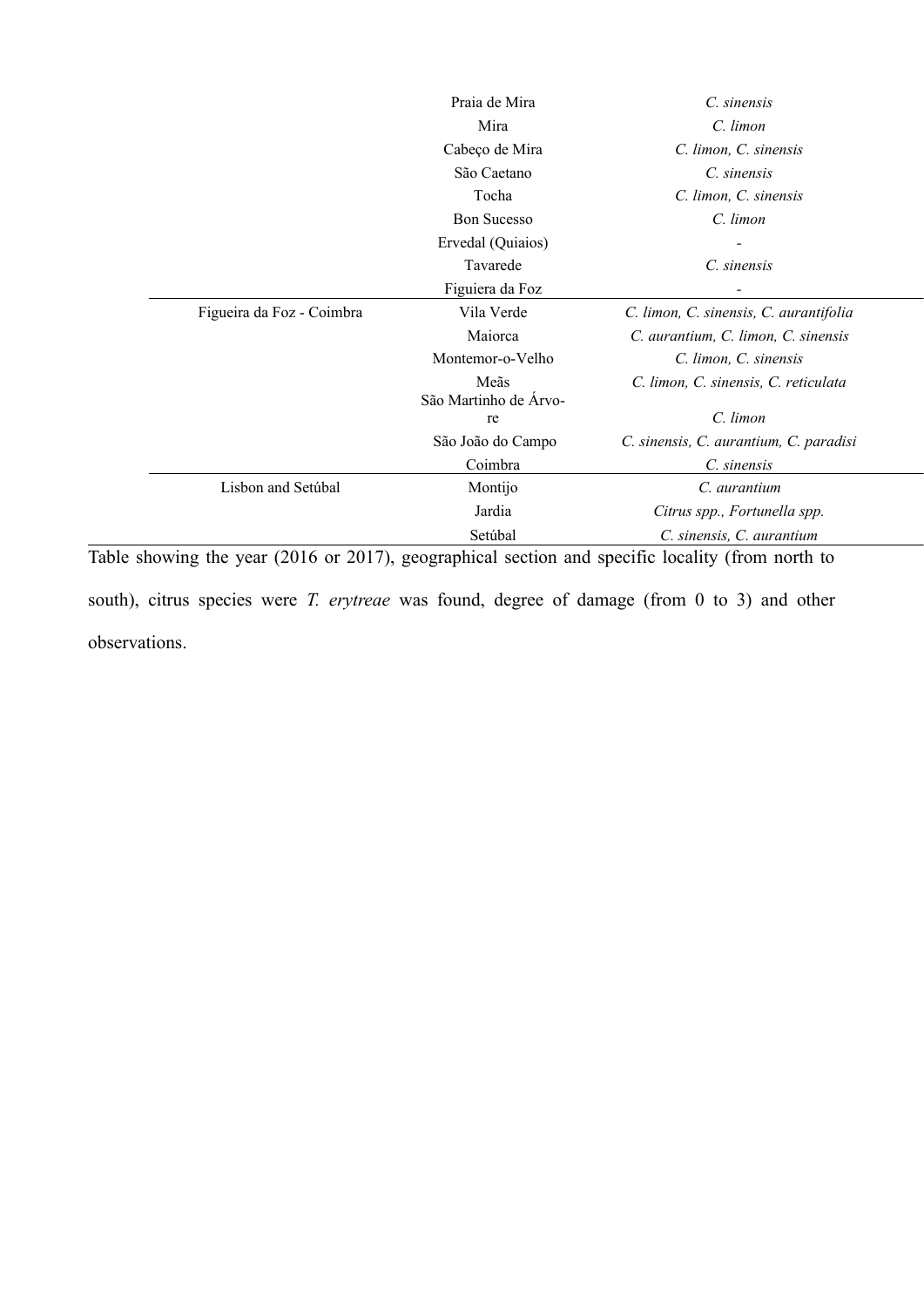| | | |
|---|---|---|
| | Praia de Mira | *C. sinensis* |
| | Mira | *C. limon* |
| | Cabeço de Mira | *C. limon, C. sinensis* |
| | São Caetano | *C. sinensis* |
| | Tocha | *C. limon, C. sinensis* |
| | Bon Sucesso | *C. limon* |
| | Ervedal (Quiaios) | - |
| | Tavarede | *C. sinensis* |
| | Figuiera da Foz | - |
| Figueira da Foz - Coimbra | Vila Verde | *C. limon, C. sinensis, C. aurantifolia* |
| | Maiorca | *C. aurantium, C. limon, C. sinensis* |
| | Montemor-o-Velho | *C. limon, C. sinensis* |
| | Meãs | *C. limon, C. sinensis, C. reticulata* |
| | São Martinho de Árvo-re | *C. limon* |
| | São João do Campo | *C. sinensis, C. aurantium, C. paradisi* |
| | Coimbra | *C. sinensis* |
| Lisbon and Setúbal | Montijo | *C. aurantium* |
| | Jardia | *Citrus spp., Fortunella spp.* |
| | Setúbal | *C. sinensis, C. aurantium* |

Table showing the year (2016 or 2017), geographical section and specific locality (from north to south), citrus species were *T. erytreae* was found, degree of damage (from 0 to 3) and other observations.